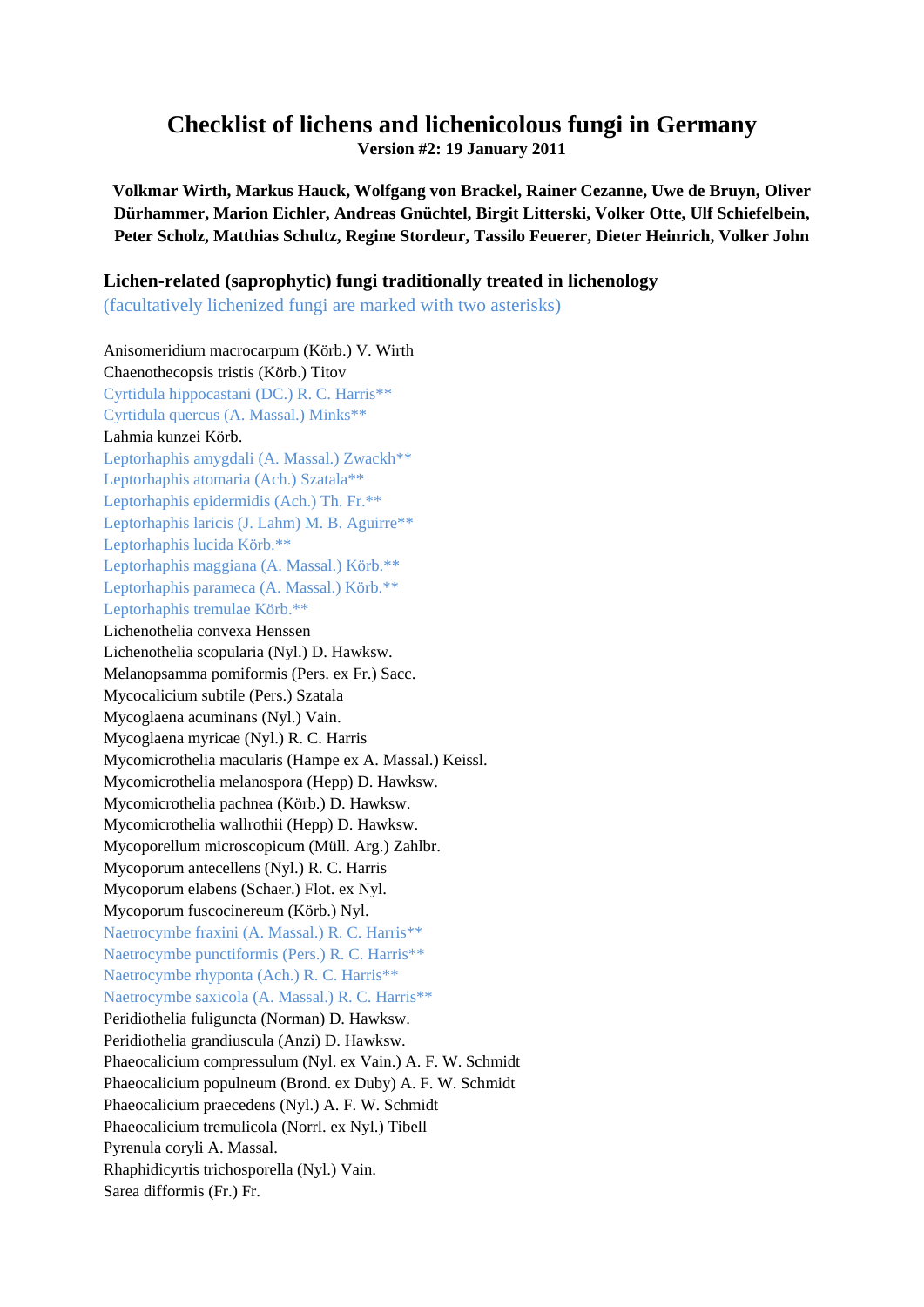# Checklist of lichens and lichenicolous fungi in Germany

**Version #2: 19 January 2011**

**Volkmar Wirth, Markus Hauck, Wolfgang von Brackel, Rainer Cezanne, Uwe de Bruyn, Oliver Dürhammer, Marion Eichler, Andreas Gnüchtel, Birgit Litterski, Volker Otte, Ulf Schiefelbein, Peter Scholz, Matthias Schultz, Regine Stordeur, Tassilo Feuerer, Dieter Heinrich, Volker John**

## Lichen-related (saprophytic) fungi traditionally treated in lichenology

(facultatively lichenized fungi are marked with two asterisks)

Anisomeridium macrocarpum (Körb.) V. Wirth
Chaenothecopsis tristis (Körb.) Titov
Cyrtidula hippocastani (DC.) R. C. Harris**
Cyrtidula quercus (A. Massal.) Minks**
Lahmia kunzei Körb.
Leptorhaphis amygdali (A. Massal.) Zwackh**
Leptorhaphis atomaria (Ach.) Szatala**
Leptorhaphis epidermidis (Ach.) Th. Fr.**
Leptorhaphis laricis (J. Lahm) M. B. Aguirre**
Leptorhaphis lucida Körb.**
Leptorhaphis maggiana (A. Massal.) Körb.**
Leptorhaphis parameca (A. Massal.) Körb.**
Leptorhaphis tremulae Körb.**
Lichenothelia convexa Henssen
Lichenothelia scopularia (Nyl.) D. Hawksw.
Melanopsamma pomiformis (Pers. ex Fr.) Sacc.
Mycocalicium subtile (Pers.) Szatala
Mycoglaena acuminans (Nyl.) Vain.
Mycoglaena myricae (Nyl.) R. C. Harris
Mycomicrothelia macularis (Hampe ex A. Massal.) Keissl.
Mycomicrothelia melanospora (Hepp) D. Hawksw.
Mycomicrothelia pachnea (Körb.) D. Hawksw.
Mycomicrothelia wallrothii (Hepp) D. Hawksw.
Mycoporellum microscopicum (Müll. Arg.) Zahlbr.
Mycoporum antecellens (Nyl.) R. C. Harris
Mycoporum elabens (Schaer.) Flot. ex Nyl.
Mycoporum fuscocinereum (Körb.) Nyl.
Naetrocymbe fraxini (A. Massal.) R. C. Harris**
Naetrocymbe punctiformis (Pers.) R. C. Harris**
Naetrocymbe rhyponta (Ach.) R. C. Harris**
Naetrocymbe saxicola (A. Massal.) R. C. Harris**
Peridiothelia fuliguncta (Norman) D. Hawksw.
Peridiothelia grandiuscula (Anzi) D. Hawksw.
Phaeocalicium compressulum (Nyl. ex Vain.) A. F. W. Schmidt
Phaeocalicium populneum (Brond. ex Duby) A. F. W. Schmidt
Phaeocalicium praecedens (Nyl.) A. F. W. Schmidt
Phaeocalicium tremulicola (Norrl. ex Nyl.) Tibell
Pyrenula coryli A. Massal.
Rhaphidicyrtis trichosporella (Nyl.) Vain.
Sarea difformis (Fr.) Fr.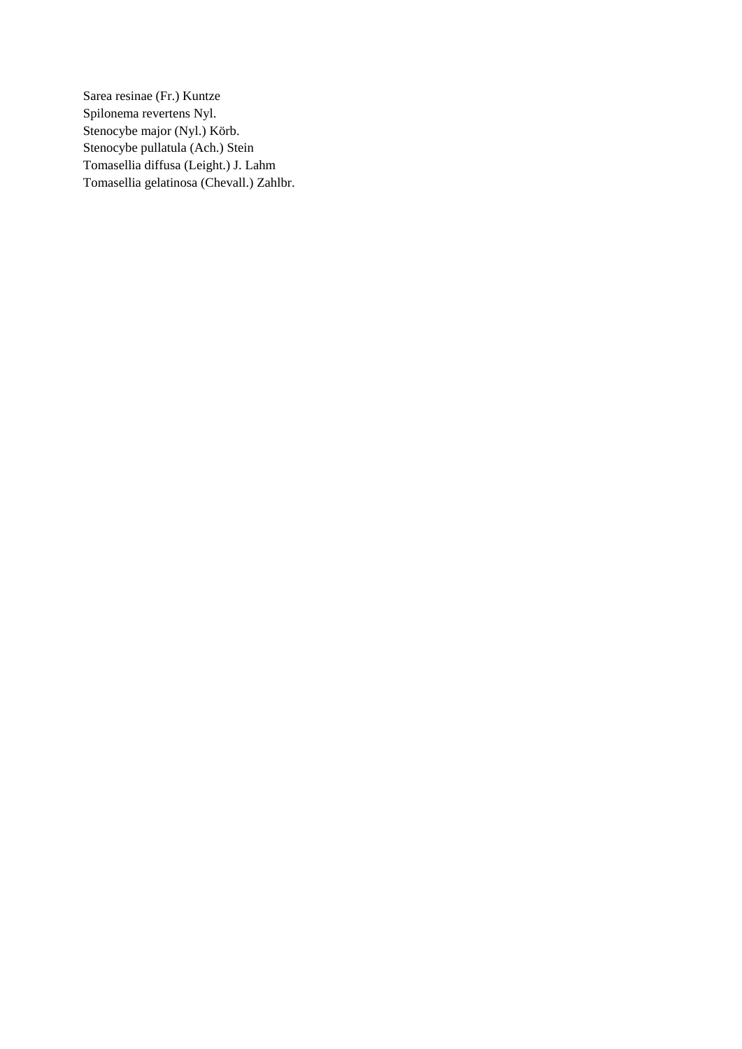Sarea resinae (Fr.) Kuntze
Spilonema revertens Nyl.
Stenocybe major (Nyl.) Körb.
Stenocybe pullatula (Ach.) Stein
Tomasellia diffusa (Leight.) J. Lahm
Tomasellia gelatinosa (Chevall.) Zahlbr.